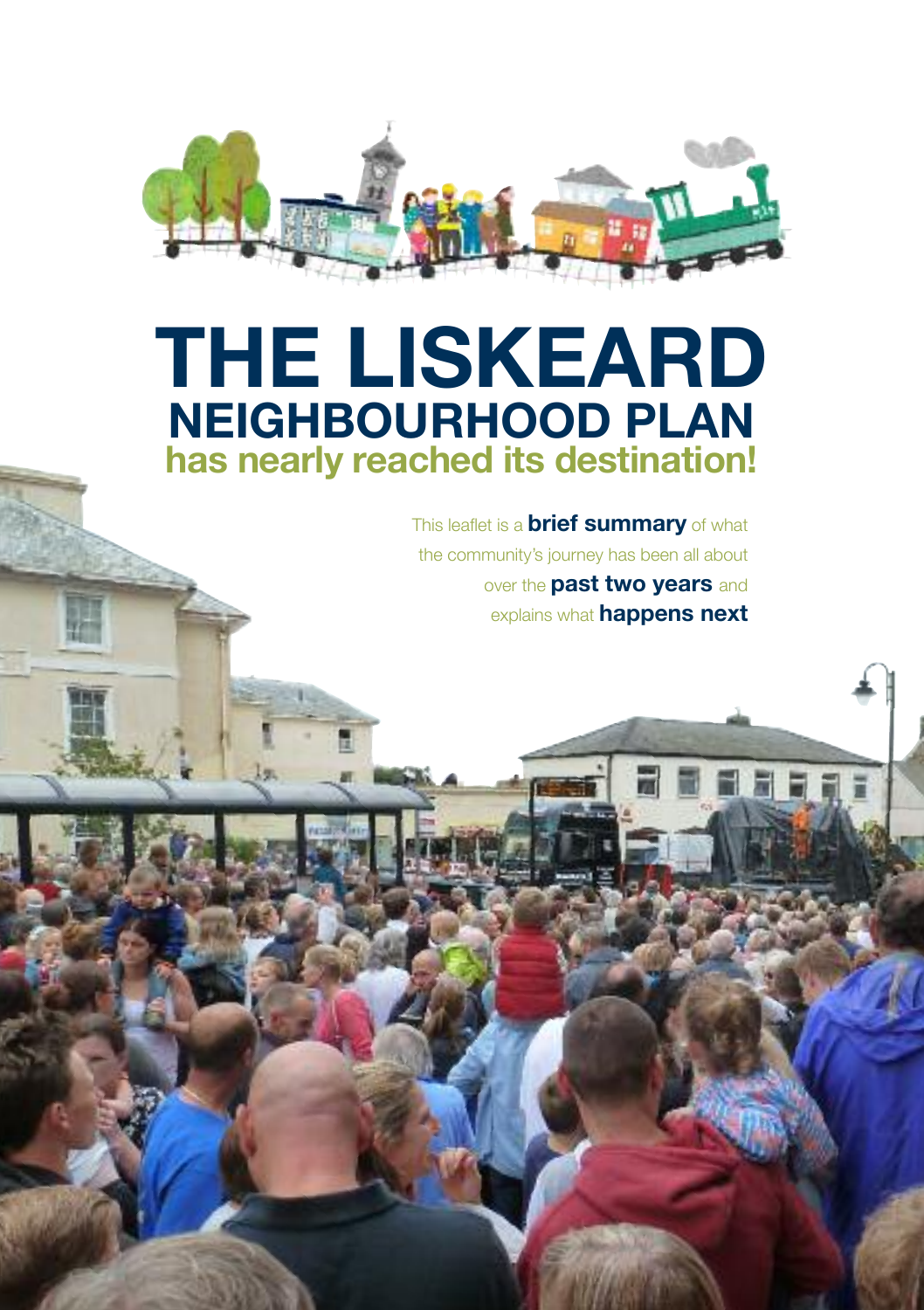# THE LISKEARD

## NEIGHBOURHOOD PLAN

### has nearly reached its destination!

This leaflet is a **brief summary** of what the community's journey has been all about over the **past two years** and explains what **happens next**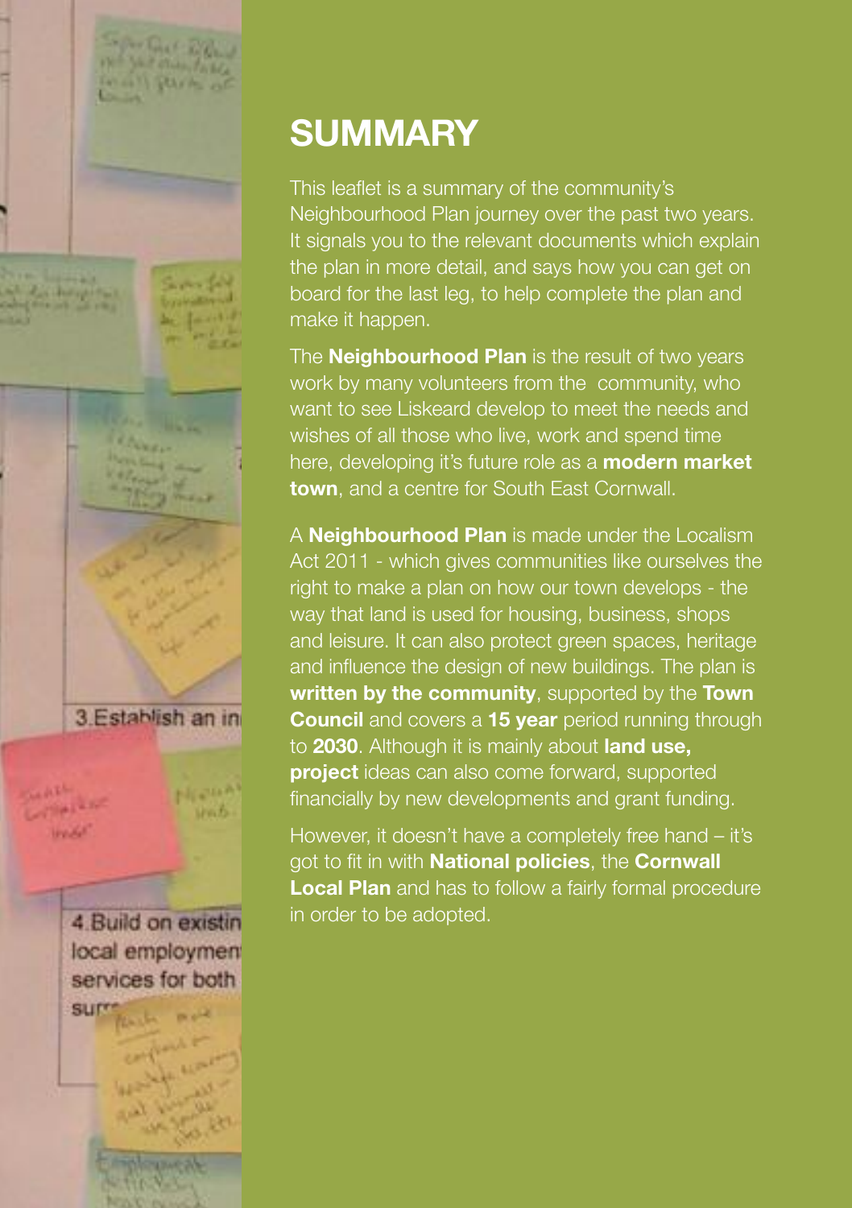# SUMMARY

This leaflet is a summary of the community's Neighbourhood Plan journey over the past two years. It signals you to the relevant documents which explain the plan in more detail, and says how you can get on board for the last leg, to help complete the plan and make it happen.

The **Neighbourhood Plan** is the result of two years work by many volunteers from the community, who want to see Liskeard develop to meet the needs and wishes of all those who live, work and spend time here, developing it's future role as a **modern market town**, and a centre for South East Cornwall.

A **Neighbourhood Plan** is made under the Localism Act 2011 - which gives communities like ourselves the right to make a plan on how our town develops - the way that land is used for housing, business, shops and leisure. It can also protect green spaces, heritage and influence the design of new buildings. The plan is **written by the community**, supported by the **Town Council** and covers a **15 year** period running through to **2030**. Although it is mainly about **land use, project** ideas can also come forward, supported financially by new developments and grant funding.

However, it doesn't have a completely free hand – it's got to fit in with **National policies**, the **Cornwall Local Plan** and has to follow a fairly formal procedure in order to be adopted.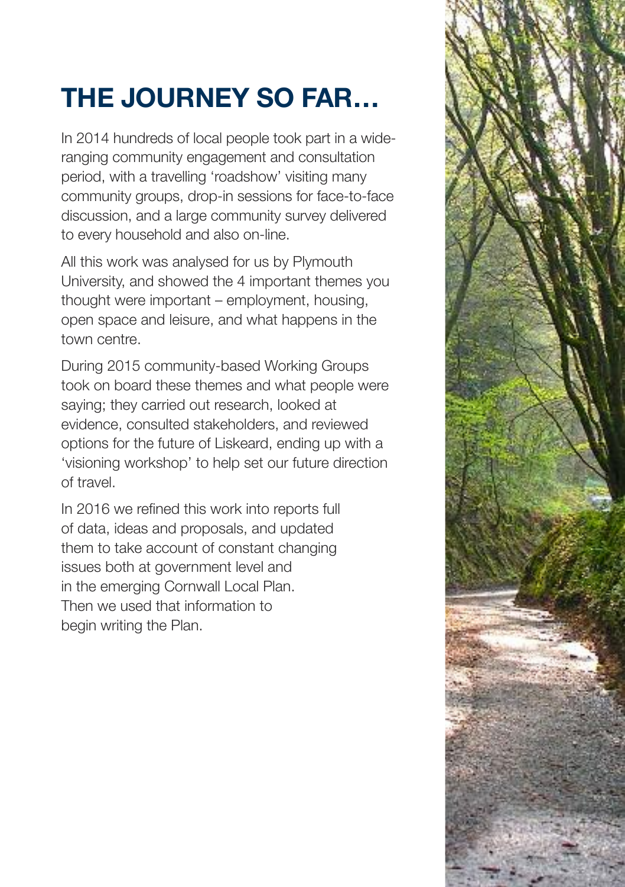# THE JOURNEY SO FAR…

In 2014 hundreds of local people took part in a wide-ranging community engagement and consultation period, with a travelling 'roadshow' visiting many community groups, drop-in sessions for face-to-face discussion, and a large community survey delivered to every household and also on-line.

All this work was analysed for us by Plymouth University, and showed the 4 important themes you thought were important – employment, housing, open space and leisure, and what happens in the town centre.

During 2015 community-based Working Groups took on board these themes and what people were saying; they carried out research, looked at evidence, consulted stakeholders, and reviewed options for the future of Liskeard, ending up with a 'visioning workshop' to help set our future direction of travel.

In 2016 we refined this work into reports full of data, ideas and proposals, and updated them to take account of constant changing issues both at government level and in the emerging Cornwall Local Plan. Then we used that information to begin writing the Plan.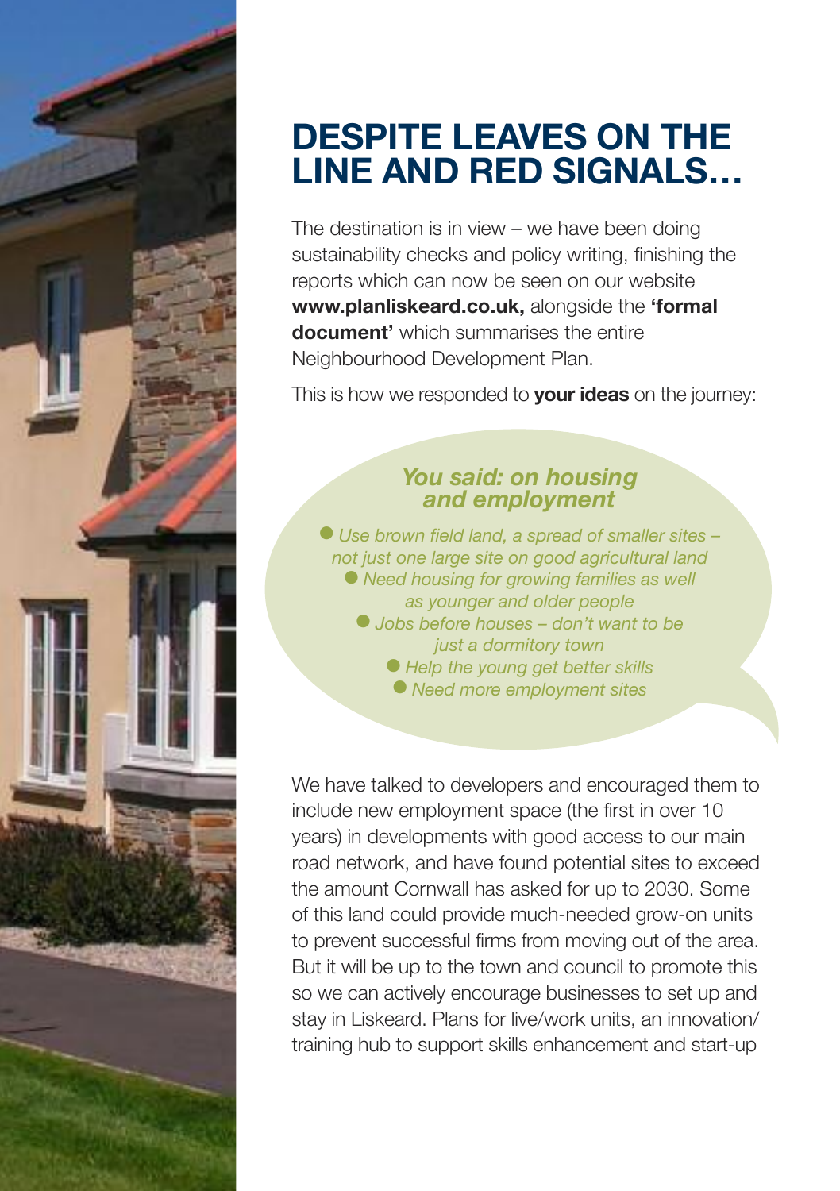# DESPITE LEAVES ON THE LINE AND RED SIGNALS…

The destination is in view – we have been doing sustainability checks and policy writing, finishing the reports which can now be seen on our website **www.planliskeard.co.uk,** alongside the **'formal document'** which summarises the entire Neighbourhood Development Plan.

This is how we responded to **your ideas** on the journey:

### *You said: on housing and employment*

- *Use brown field land, a spread of smaller sites – not just one large site on good agricultural land*
- *Need housing for growing families as well as younger and older people*
- *Jobs before houses – don't want to be just a dormitory town*
- *Help the young get better skills*
- *Need more employment sites*

We have talked to developers and encouraged them to include new employment space (the first in over 10 years) in developments with good access to our main road network, and have found potential sites to exceed the amount Cornwall has asked for up to 2030. Some of this land could provide much-needed grow-on units to prevent successful firms from moving out of the area. But it will be up to the town and council to promote this so we can actively encourage businesses to set up and stay in Liskeard. Plans for live/work units, an innovation/ training hub to support skills enhancement and start-up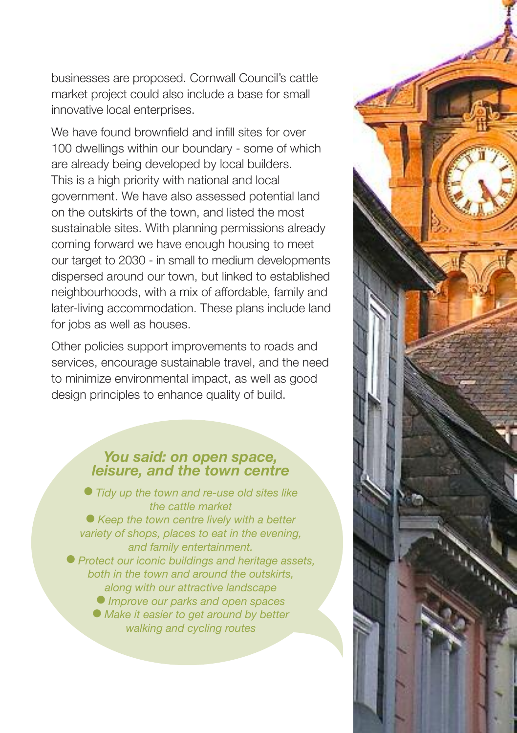businesses are proposed. Cornwall Council's cattle market project could also include a base for small innovative local enterprises.

We have found brownfield and infill sites for over 100 dwellings within our boundary - some of which are already being developed by local builders. This is a high priority with national and local government. We have also assessed potential land on the outskirts of the town, and listed the most sustainable sites. With planning permissions already coming forward we have enough housing to meet our target to 2030 - in small to medium developments dispersed around our town, but linked to established neighbourhoods, with a mix of affordable, family and later-living accommodation. These plans include land for jobs as well as houses.

Other policies support improvements to roads and services, encourage sustainable travel, and the need to minimize environmental impact, as well as good design principles to enhance quality of build.

### *You said: on open space, leisure, and the town centre*

- *Tidy up the town and re-use old sites like the cattle market*
- *Keep the town centre lively with a better variety of shops, places to eat in the evening, and family entertainment.*
- *Protect our iconic buildings and heritage assets, both in the town and around the outskirts, along with our attractive landscape*
- *Improve our parks and open spaces*
- *Make it easier to get around by better walking and cycling routes*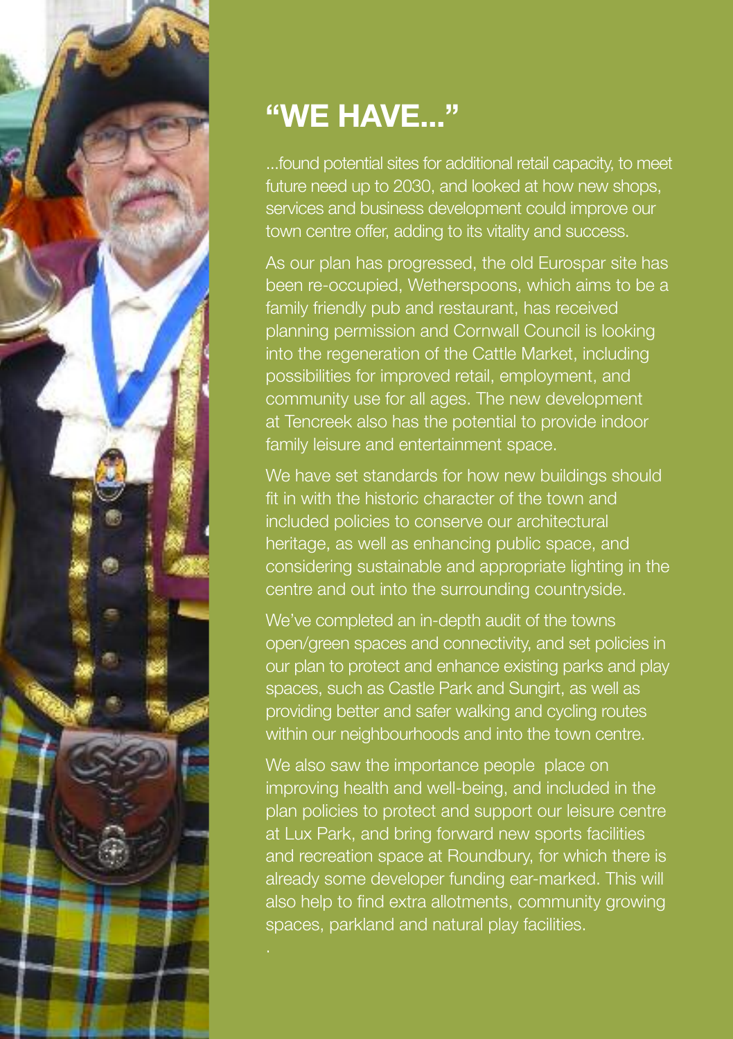# "WE HAVE..."

...found potential sites for additional retail capacity, to meet future need up to 2030, and looked at how new shops, services and business development could improve our town centre offer, adding to its vitality and success.

As our plan has progressed, the old Eurospar site has been re-occupied, Wetherspoons, which aims to be a family friendly pub and restaurant, has received planning permission and Cornwall Council is looking into the regeneration of the Cattle Market, including possibilities for improved retail, employment, and community use for all ages. The new development at Tencreek also has the potential to provide indoor family leisure and entertainment space.

We have set standards for how new buildings should fit in with the historic character of the town and included policies to conserve our architectural heritage, as well as enhancing public space, and considering sustainable and appropriate lighting in the centre and out into the surrounding countryside.

We've completed an in-depth audit of the towns open/green spaces and connectivity, and set policies in our plan to protect and enhance existing parks and play spaces, such as Castle Park and Sungirt, as well as providing better and safer walking and cycling routes within our neighbourhoods and into the town centre.

We also saw the importance people place on improving health and well-being, and included in the plan policies to protect and support our leisure centre at Lux Park, and bring forward new sports facilities and recreation space at Roundbury, for which there is already some developer funding ear-marked. This will also help to find extra allotments, community growing spaces, parkland and natural play facilities.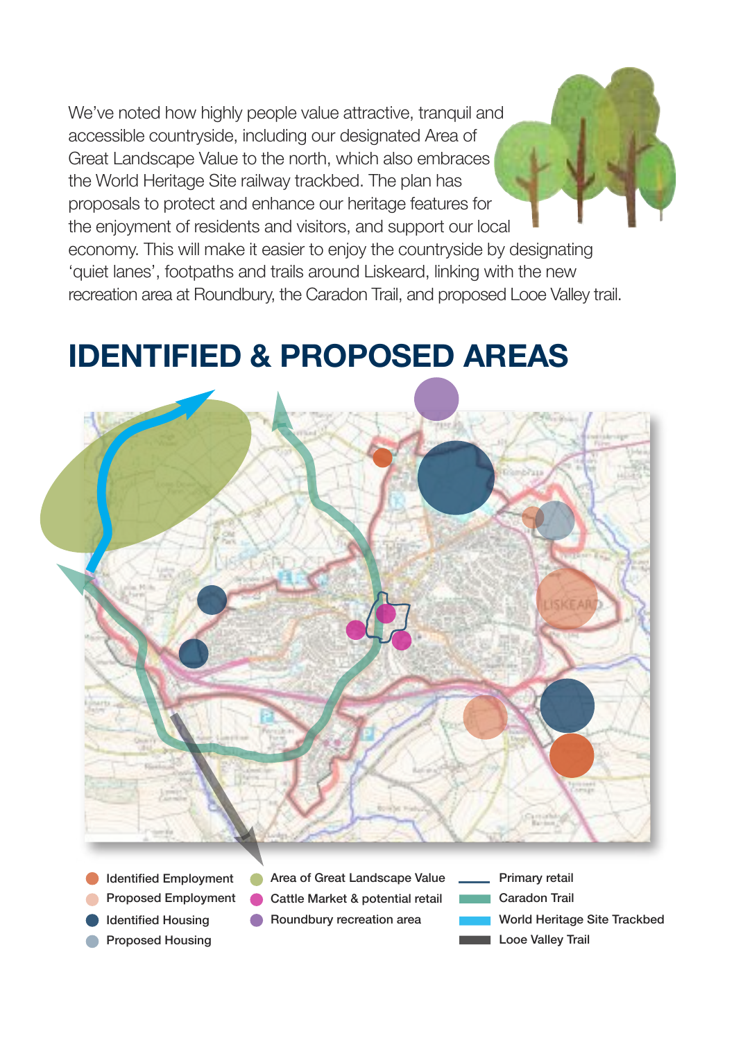We've noted how highly people value attractive, tranquil and accessible countryside, including our designated Area of Great Landscape Value to the north, which also embraces the World Heritage Site railway trackbed. The plan has proposals to protect and enhance our heritage features for the enjoyment of residents and visitors, and support our local economy. This will make it easier to enjoy the countryside by designating 'quiet lanes', footpaths and trails around Liskeard, linking with the new recreation area at Roundbury, the Caradon Trail, and proposed Looe Valley trail.

# IDENTIFIED & PROPOSED AREAS

- Identified Employment
- Proposed Employment
- Identified Housing
- Proposed Housing
- Area of Great Landscape Value
- Cattle Market & potential retail
- Roundbury recreation area
- Primary retail
- Caradon Trail
- World Heritage Site Trackbed
- Looe Valley Trail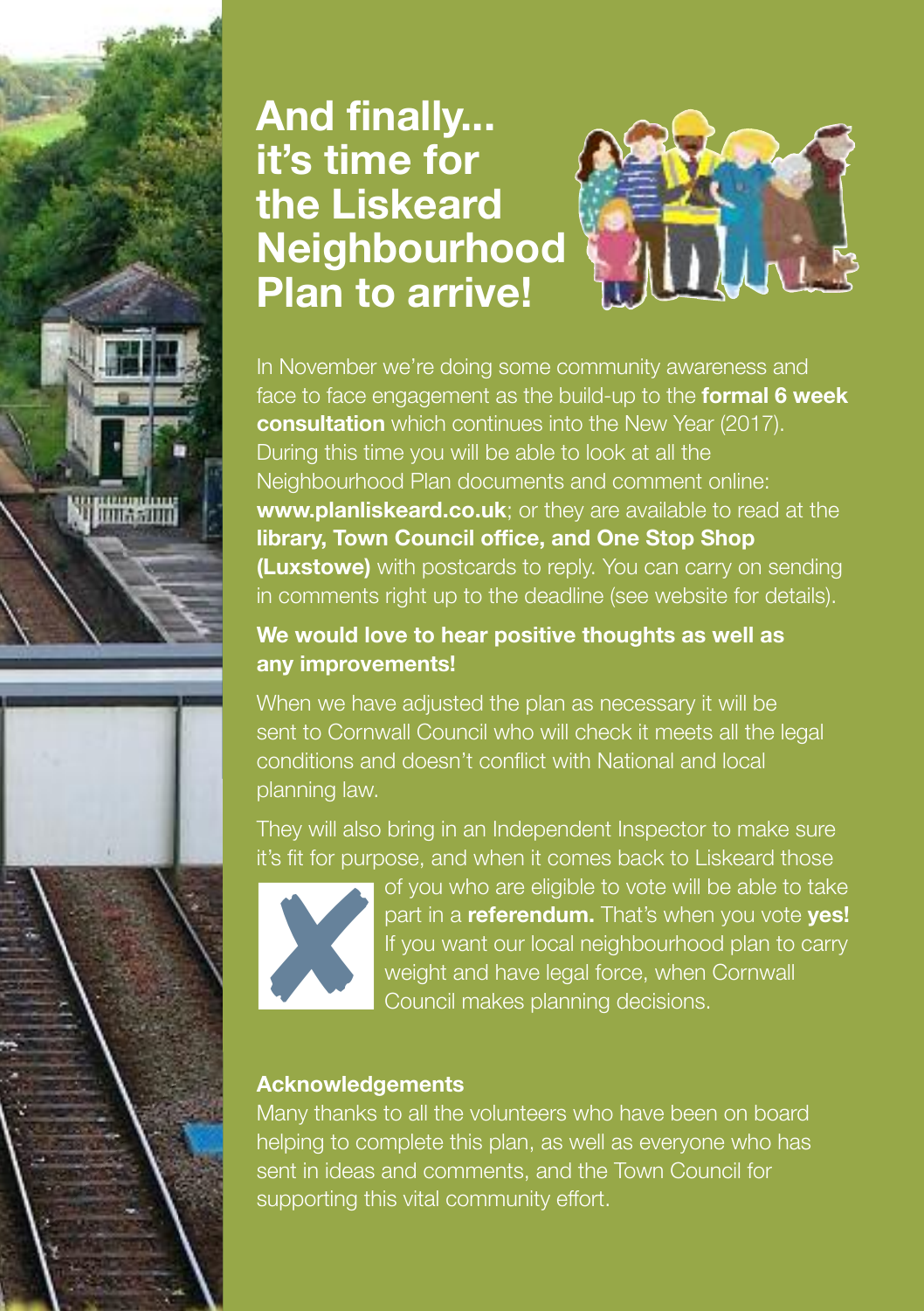# And finally... it's time for the Liskeard Neighbourhood Plan to arrive!

In November we're doing some community awareness and face to face engagement as the build-up to the **formal 6 week consultation** which continues into the New Year (2017). During this time you will be able to look at all the Neighbourhood Plan documents and comment online: **www.planliskeard.co.uk**; or they are available to read at the **library, Town Council office, and One Stop Shop (Luxstowe)** with postcards to reply. You can carry on sending in comments right up to the deadline (see website for details).

**We would love to hear positive thoughts as well as any improvements!**

When we have adjusted the plan as necessary it will be sent to Cornwall Council who will check it meets all the legal conditions and doesn't conflict with National and local planning law.

They will also bring in an Independent Inspector to make sure it's fit for purpose, and when it comes back to Liskeard those of you who are eligible to vote will be able to take part in a **referendum.** That's when you vote **yes!** If you want our local neighbourhood plan to carry weight and have legal force, when Cornwall Council makes planning decisions.

**Acknowledgements**

Many thanks to all the volunteers who have been on board helping to complete this plan, as well as everyone who has sent in ideas and comments, and the Town Council for supporting this vital community effort.